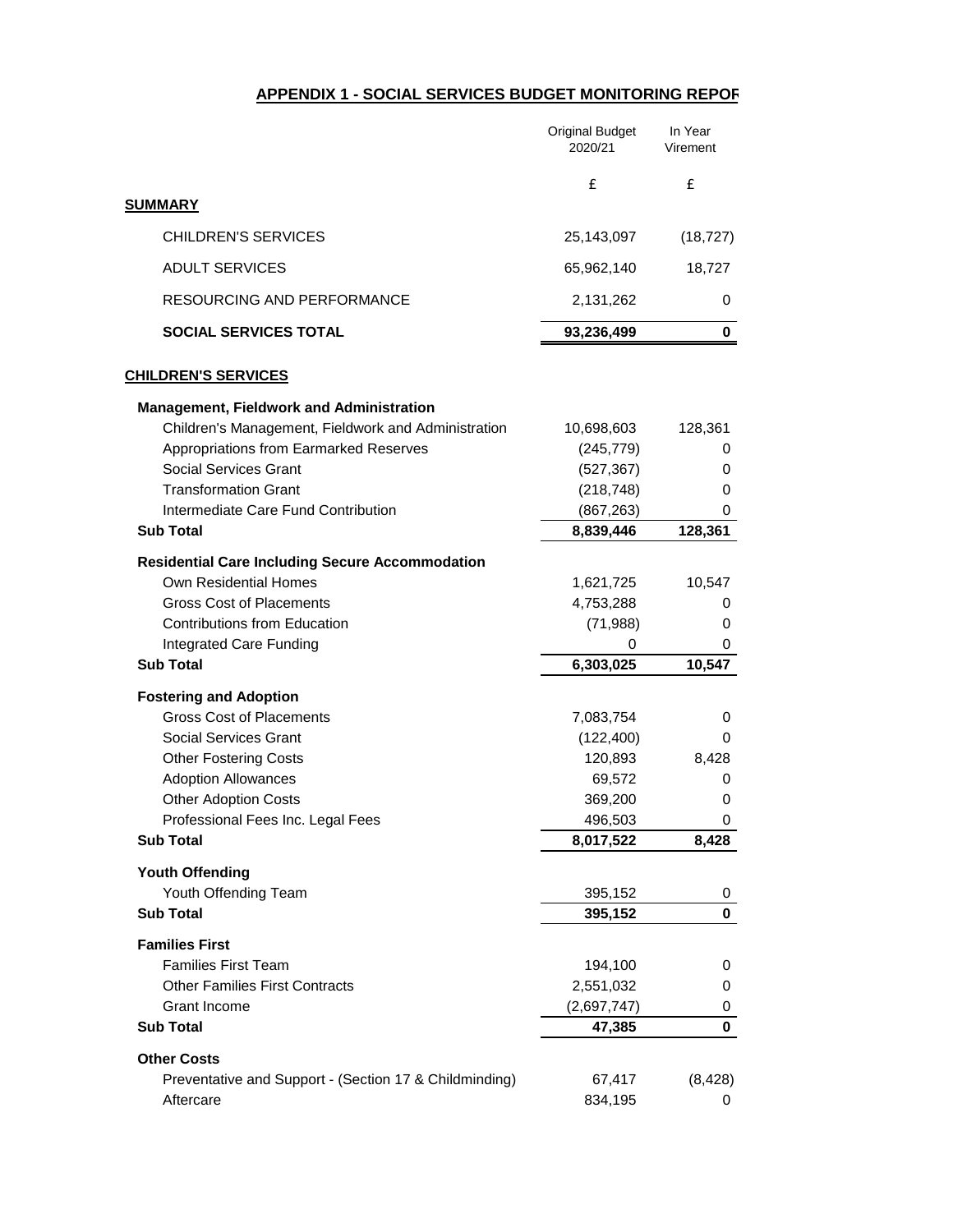## APPENDIX 1 - SOCIAL SERVICES BUDGET MONITORING REPOR

| | Original Budget 2020/21 | In Year Virement |
|---|---|---|
| | £ | £ |
| **SUMMARY** | | |
| CHILDREN'S SERVICES | 25,143,097 | (18,727) |
| ADULT SERVICES | 65,962,140 | 18,727 |
| RESOURCING AND PERFORMANCE | 2,131,262 | 0 |
| **SOCIAL SERVICES TOTAL** | **93,236,499** | **0** |
| **CHILDREN'S SERVICES** | | |
| **Management, Fieldwork and Administration** | | |
| Children's Management, Fieldwork and Administration | 10,698,603 | 128,361 |
| Appropriations from Earmarked Reserves | (245,779) | 0 |
| Social Services Grant | (527,367) | 0 |
| Transformation Grant | (218,748) | 0 |
| Intermediate Care Fund Contribution | (867,263) | 0 |
| **Sub Total** | **8,839,446** | **128,361** |
| **Residential Care Including Secure Accommodation** | | |
| Own Residential Homes | 1,621,725 | 10,547 |
| Gross Cost of Placements | 4,753,288 | 0 |
| Contributions from Education | (71,988) | 0 |
| Integrated Care Funding | 0 | 0 |
| **Sub Total** | **6,303,025** | **10,547** |
| **Fostering and Adoption** | | |
| Gross Cost of Placements | 7,083,754 | 0 |
| Social Services Grant | (122,400) | 0 |
| Other Fostering Costs | 120,893 | 8,428 |
| Adoption Allowances | 69,572 | 0 |
| Other Adoption Costs | 369,200 | 0 |
| Professional Fees Inc. Legal Fees | 496,503 | 0 |
| **Sub Total** | **8,017,522** | **8,428** |
| **Youth Offending** | | |
| Youth Offending Team | 395,152 | 0 |
| **Sub Total** | **395,152** | **0** |
| **Families First** | | |
| Families First Team | 194,100 | 0 |
| Other Families First Contracts | 2,551,032 | 0 |
| Grant Income | (2,697,747) | 0 |
| **Sub Total** | **47,385** | **0** |
| **Other Costs** | | |
| Preventative and Support - (Section 17 & Childminding) | 67,417 | (8,428) |
| Aftercare | 834,195 | 0 |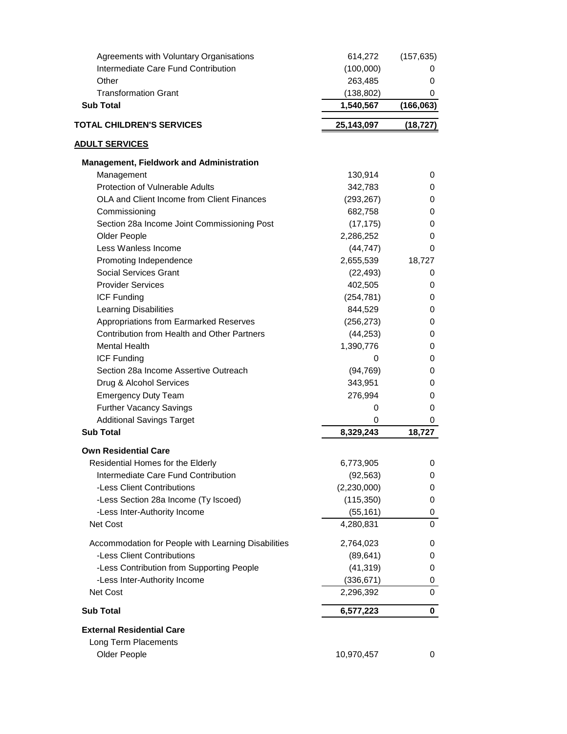| | | |
|---|---|---|
| Agreements with Voluntary Organisations | 614,272 | (157,635) |
| Intermediate Care Fund Contribution | (100,000) | 0 |
| Other | 263,485 | 0 |
| Transformation Grant | (138,802) | 0 |
| **Sub Total** | **1,540,567** | **(166,063)** |
| **TOTAL CHILDREN'S SERVICES** | **25,143,097** | **(18,727)** |
| **ADULT SERVICES** | | |
| **Management, Fieldwork and Administration** | | |
| Management | 130,914 | 0 |
| Protection of Vulnerable Adults | 342,783 | 0 |
| OLA and Client Income from Client Finances | (293,267) | 0 |
| Commissioning | 682,758 | 0 |
| Section 28a Income Joint Commissioning Post | (17,175) | 0 |
| Older People | 2,286,252 | 0 |
| Less Wanless Income | (44,747) | 0 |
| Promoting Independence | 2,655,539 | 18,727 |
| Social Services Grant | (22,493) | 0 |
| Provider Services | 402,505 | 0 |
| ICF Funding | (254,781) | 0 |
| Learning Disabilities | 844,529 | 0 |
| Appropriations from Earmarked Reserves | (256,273) | 0 |
| Contribution from Health and Other Partners | (44,253) | 0 |
| Mental Health | 1,390,776 | 0 |
| ICF Funding | 0 | 0 |
| Section 28a Income Assertive Outreach | (94,769) | 0 |
| Drug & Alcohol Services | 343,951 | 0 |
| Emergency Duty Team | 276,994 | 0 |
| Further Vacancy Savings | 0 | 0 |
| Additional Savings Target | 0 | 0 |
| **Sub Total** | **8,329,243** | **18,727** |
| **Own Residential Care** | | |
| Residential Homes for the Elderly | 6,773,905 | 0 |
| Intermediate Care Fund Contribution | (92,563) | 0 |
| -Less Client Contributions | (2,230,000) | 0 |
| -Less Section 28a Income (Ty Iscoed) | (115,350) | 0 |
| -Less Inter-Authority Income | (55,161) | 0 |
| Net Cost | 4,280,831 | 0 |
| Accommodation for People with Learning Disabilities | 2,764,023 | 0 |
| -Less Client Contributions | (89,641) | 0 |
| -Less Contribution from Supporting People | (41,319) | 0 |
| -Less Inter-Authority Income | (336,671) | 0 |
| Net Cost | 2,296,392 | 0 |
| **Sub Total** | **6,577,223** | **0** |
| **External Residential Care** | | |
| Long Term Placements | | |
| Older People | 10,970,457 | 0 |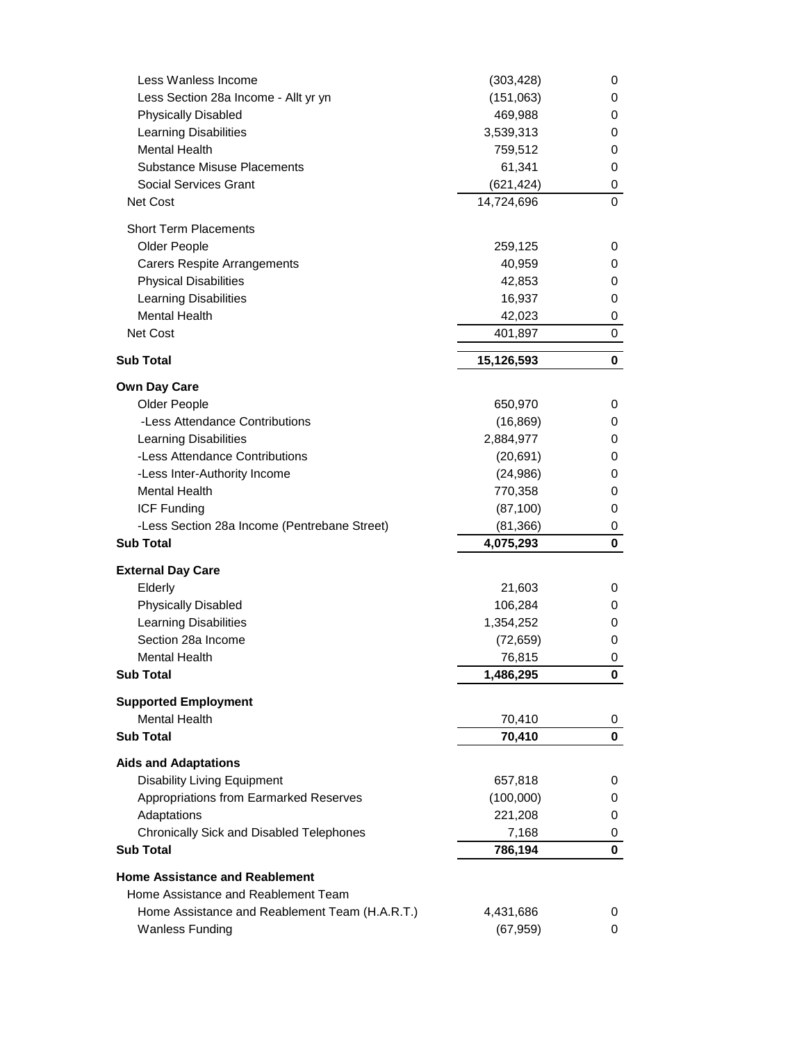| | | |
|---|---|---|
| Less Wanless Income | (303,428) | 0 |
| Less Section 28a Income - Allt yr yn | (151,063) | 0 |
| Physically Disabled | 469,988 | 0 |
| Learning Disabilities | 3,539,313 | 0 |
| Mental Health | 759,512 | 0 |
| Substance Misuse Placements | 61,341 | 0 |
| Social Services Grant | (621,424) | 0 |
| Net Cost | 14,724,696 | 0 |
| Short Term Placements | | |
| Older People | 259,125 | 0 |
| Carers Respite Arrangements | 40,959 | 0 |
| Physical Disabilities | 42,853 | 0 |
| Learning Disabilities | 16,937 | 0 |
| Mental Health | 42,023 | 0 |
| Net Cost | 401,897 | 0 |
| **Sub Total** | **15,126,593** | **0** |
| **Own Day Care** | | |
| Older People | 650,970 | 0 |
| -Less Attendance Contributions | (16,869) | 0 |
| Learning Disabilities | 2,884,977 | 0 |
| -Less Attendance Contributions | (20,691) | 0 |
| -Less Inter-Authority Income | (24,986) | 0 |
| Mental Health | 770,358 | 0 |
| ICF Funding | (87,100) | 0 |
| -Less Section 28a Income (Pentrebane Street) | (81,366) | 0 |
| **Sub Total** | **4,075,293** | **0** |
| **External Day Care** | | |
| Elderly | 21,603 | 0 |
| Physically Disabled | 106,284 | 0 |
| Learning Disabilities | 1,354,252 | 0 |
| Section 28a Income | (72,659) | 0 |
| Mental Health | 76,815 | 0 |
| **Sub Total** | **1,486,295** | **0** |
| **Supported Employment** | | |
| Mental Health | 70,410 | 0 |
| **Sub Total** | **70,410** | **0** |
| **Aids and Adaptations** | | |
| Disability Living Equipment | 657,818 | 0 |
| Appropriations from Earmarked Reserves | (100,000) | 0 |
| Adaptations | 221,208 | 0 |
| Chronically Sick and Disabled Telephones | 7,168 | 0 |
| **Sub Total** | **786,194** | **0** |
| **Home Assistance and Reablement** | | |
| Home Assistance and Reablement Team | | |
| Home Assistance and Reablement Team (H.A.R.T.) | 4,431,686 | 0 |
| Wanless Funding | (67,959) | 0 |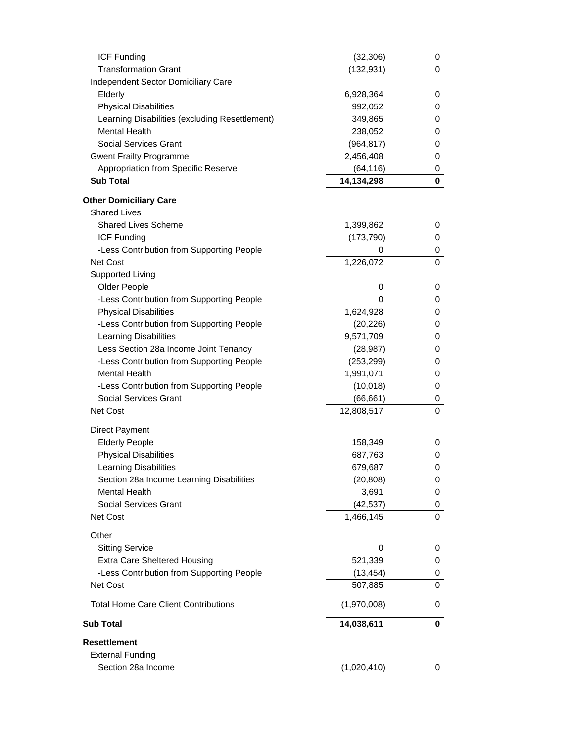| | | |
|---|---|---|
| ICF Funding | (32,306) | 0 |
| Transformation Grant | (132,931) | 0 |
| Independent Sector Domiciliary Care | | |
| Elderly | 6,928,364 | 0 |
| Physical Disabilities | 992,052 | 0 |
| Learning Disabilities (excluding Resettlement) | 349,865 | 0 |
| Mental Health | 238,052 | 0 |
| Social Services Grant | (964,817) | 0 |
| Gwent Frailty Programme | 2,456,408 | 0 |
| Appropriation from Specific Reserve | (64,116) | 0 |
| **Sub Total** | **14,134,298** | **0** |
| **Other Domiciliary Care** | | |
| Shared Lives | | |
| Shared Lives Scheme | 1,399,862 | 0 |
| ICF Funding | (173,790) | 0 |
| -Less Contribution from Supporting People | 0 | 0 |
| Net Cost | 1,226,072 | 0 |
| Supported Living | | |
| Older People | 0 | 0 |
| -Less Contribution from Supporting People | 0 | 0 |
| Physical Disabilities | 1,624,928 | 0 |
| -Less Contribution from Supporting People | (20,226) | 0 |
| Learning Disabilities | 9,571,709 | 0 |
| Less Section 28a Income Joint Tenancy | (28,987) | 0 |
| -Less Contribution from Supporting People | (253,299) | 0 |
| Mental Health | 1,991,071 | 0 |
| -Less Contribution from Supporting People | (10,018) | 0 |
| Social Services Grant | (66,661) | 0 |
| Net Cost | 12,808,517 | 0 |
| Direct Payment | | |
| Elderly People | 158,349 | 0 |
| Physical Disabilities | 687,763 | 0 |
| Learning Disabilities | 679,687 | 0 |
| Section 28a Income Learning Disabilities | (20,808) | 0 |
| Mental Health | 3,691 | 0 |
| Social Services Grant | (42,537) | 0 |
| Net Cost | 1,466,145 | 0 |
| Other | | |
| Sitting Service | 0 | 0 |
| Extra Care Sheltered Housing | 521,339 | 0 |
| -Less Contribution from Supporting People | (13,454) | 0 |
| Net Cost | 507,885 | 0 |
| Total Home Care Client Contributions | (1,970,008) | 0 |
| **Sub Total** | **14,038,611** | **0** |
| **Resettlement** | | |
| External Funding | | |
| Section 28a Income | (1,020,410) | 0 |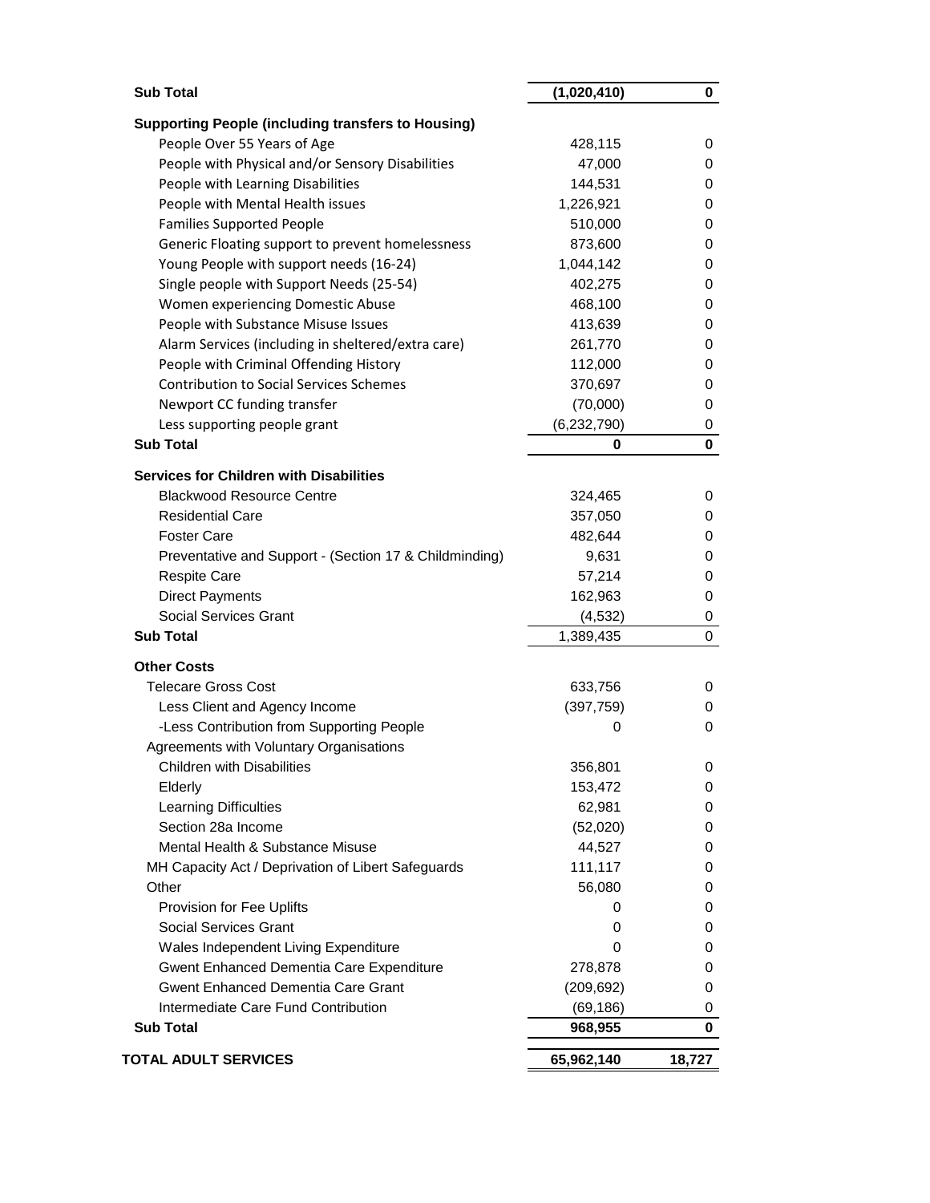| | | |
|---|---|---|
| **Sub Total** | **(1,020,410)** | **0** |
| **Supporting People (including transfers to Housing)** | | |
| People Over 55 Years of Age | 428,115 | 0 |
| People with Physical and/or Sensory Disabilities | 47,000 | 0 |
| People with Learning Disabilities | 144,531 | 0 |
| People with Mental Health issues | 1,226,921 | 0 |
| Families Supported People | 510,000 | 0 |
| Generic Floating support to prevent homelessness | 873,600 | 0 |
| Young People with support needs (16-24) | 1,044,142 | 0 |
| Single people with Support Needs (25-54) | 402,275 | 0 |
| Women experiencing Domestic Abuse | 468,100 | 0 |
| People with Substance Misuse Issues | 413,639 | 0 |
| Alarm Services (including in sheltered/extra care) | 261,770 | 0 |
| People with Criminal Offending History | 112,000 | 0 |
| Contribution to Social Services Schemes | 370,697 | 0 |
| Newport CC funding transfer | (70,000) | 0 |
| Less supporting people grant | (6,232,790) | 0 |
| **Sub Total** | **0** | **0** |
| **Services for Children with Disabilities** | | |
| Blackwood Resource Centre | 324,465 | 0 |
| Residential Care | 357,050 | 0 |
| Foster Care | 482,644 | 0 |
| Preventative and Support - (Section 17 & Childminding) | 9,631 | 0 |
| Respite Care | 57,214 | 0 |
| Direct Payments | 162,963 | 0 |
| Social Services Grant | (4,532) | 0 |
| **Sub Total** | 1,389,435 | 0 |
| **Other Costs** | | |
| Telecare Gross Cost | 633,756 | 0 |
| Less Client and Agency Income | (397,759) | 0 |
| -Less Contribution from Supporting People | 0 | 0 |
| Agreements with Voluntary Organisations | | |
| Children with Disabilities | 356,801 | 0 |
| Elderly | 153,472 | 0 |
| Learning Difficulties | 62,981 | 0 |
| Section 28a Income | (52,020) | 0 |
| Mental Health & Substance Misuse | 44,527 | 0 |
| MH Capacity Act / Deprivation of Libert Safeguards | 111,117 | 0 |
| Other | 56,080 | 0 |
| Provision for Fee Uplifts | 0 | 0 |
| Social Services Grant | 0 | 0 |
| Wales Independent Living Expenditure | 0 | 0 |
| Gwent Enhanced Dementia Care Expenditure | 278,878 | 0 |
| Gwent Enhanced Dementia Care Grant | (209,692) | 0 |
| Intermediate Care Fund Contribution | (69,186) | 0 |
| **Sub Total** | **968,955** | **0** |
| **TOTAL ADULT SERVICES** | **65,962,140** | **18,727** |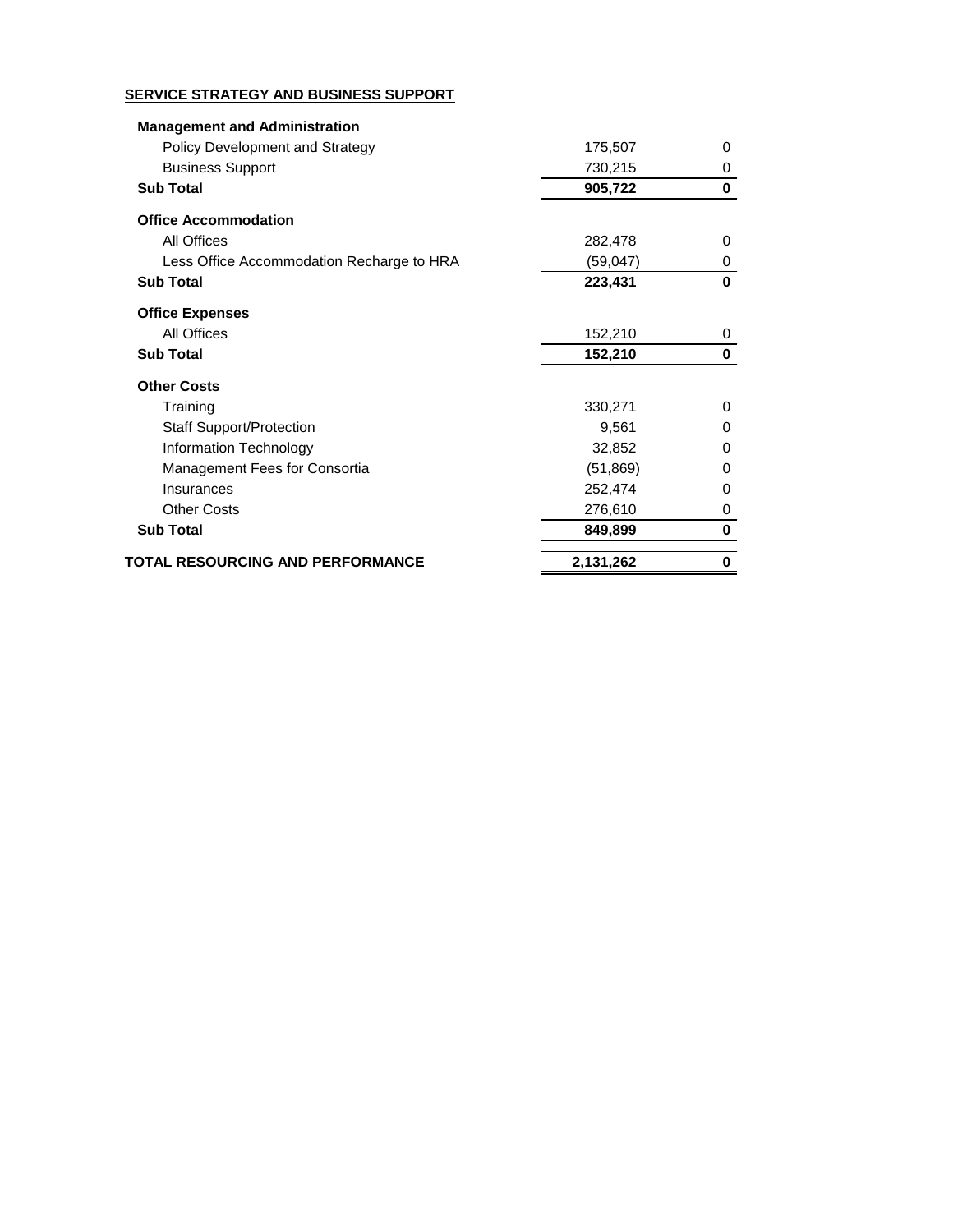**SERVICE STRATEGY AND BUSINESS SUPPORT**

| | | |
|---|---|---|
| **Management and Administration** | | |
| Policy Development and Strategy | 175,507 | 0 |
| Business Support | 730,215 | 0 |
| **Sub Total** | **905,722** | **0** |
| **Office Accommodation** | | |
| All Offices | 282,478 | 0 |
| Less Office Accommodation Recharge to HRA | (59,047) | 0 |
| **Sub Total** | **223,431** | **0** |
| **Office Expenses** | | |
| All Offices | 152,210 | 0 |
| **Sub Total** | **152,210** | **0** |
| **Other Costs** | | |
| Training | 330,271 | 0 |
| Staff Support/Protection | 9,561 | 0 |
| Information Technology | 32,852 | 0 |
| Management Fees for Consortia | (51,869) | 0 |
| Insurances | 252,474 | 0 |
| Other Costs | 276,610 | 0 |
| **Sub Total** | **849,899** | **0** |
| **TOTAL RESOURCING AND PERFORMANCE** | **2,131,262** | **0** |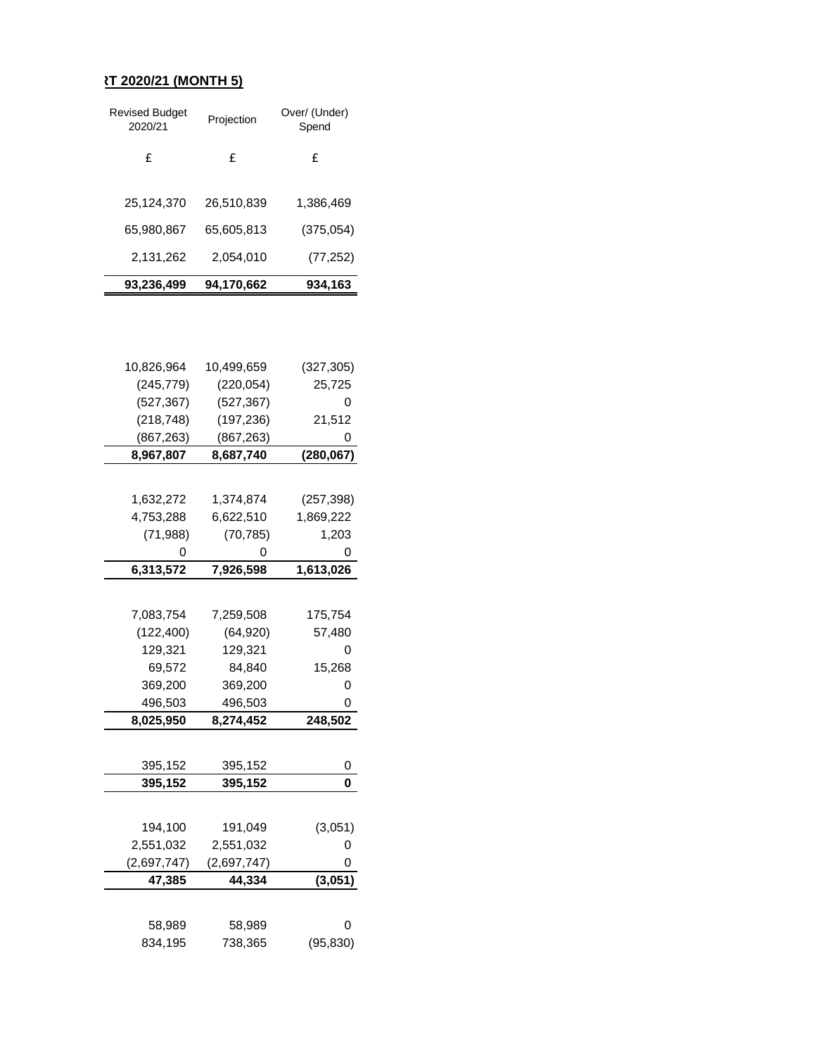**RT 2020/21 (MONTH 5)**

| Revised Budget 2020/21 | Projection | Over/ (Under) Spend |
|---|---|---|
| £ | £ | £ |
| | | |
| 25,124,370 | 26,510,839 | 1,386,469 |
| 65,980,867 | 65,605,813 | (375,054) |
| 2,131,262 | 2,054,010 | (77,252) |
| **93,236,499** | **94,170,662** | **934,163** |
| | | |
| 10,826,964 | 10,499,659 | (327,305) |
| (245,779) | (220,054) | 25,725 |
| (527,367) | (527,367) | 0 |
| (218,748) | (197,236) | 21,512 |
| (867,263) | (867,263) | 0 |
| **8,967,807** | **8,687,740** | **(280,067)** |
| | | |
| 1,632,272 | 1,374,874 | (257,398) |
| 4,753,288 | 6,622,510 | 1,869,222 |
| (71,988) | (70,785) | 1,203 |
| 0 | 0 | 0 |
| **6,313,572** | **7,926,598** | **1,613,026** |
| | | |
| 7,083,754 | 7,259,508 | 175,754 |
| (122,400) | (64,920) | 57,480 |
| 129,321 | 129,321 | 0 |
| 69,572 | 84,840 | 15,268 |
| 369,200 | 369,200 | 0 |
| 496,503 | 496,503 | 0 |
| **8,025,950** | **8,274,452** | **248,502** |
| | | |
| 395,152 | 395,152 | 0 |
| **395,152** | **395,152** | **0** |
| | | |
| 194,100 | 191,049 | (3,051) |
| 2,551,032 | 2,551,032 | 0 |
| (2,697,747) | (2,697,747) | 0 |
| **47,385** | **44,334** | **(3,051)** |
| | | |
| 58,989 | 58,989 | 0 |
| 834,195 | 738,365 | (95,830) |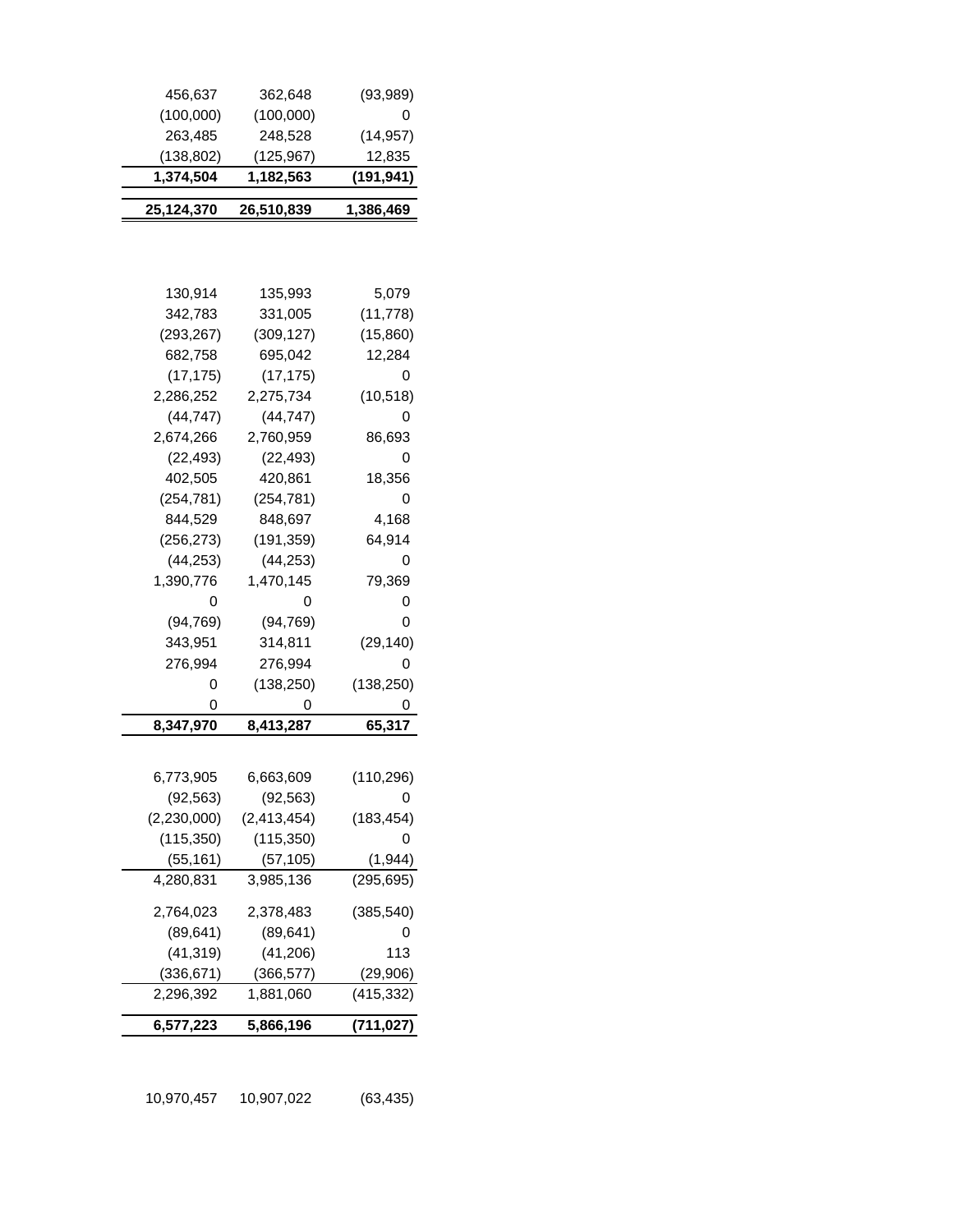| | | |
|---|---|---|
| 456,637 | 362,648 | (93,989) |
| (100,000) | (100,000) | 0 |
| 263,485 | 248,528 | (14,957) |
| (138,802) | (125,967) | 12,835 |
| **1,374,504** | **1,182,563** | **(191,941)** |
| | | |
| **25,124,370** | **26,510,839** | **1,386,469** |
| | | |
| 130,914 | 135,993 | 5,079 |
| 342,783 | 331,005 | (11,778) |
| (293,267) | (309,127) | (15,860) |
| 682,758 | 695,042 | 12,284 |
| (17,175) | (17,175) | 0 |
| 2,286,252 | 2,275,734 | (10,518) |
| (44,747) | (44,747) | 0 |
| 2,674,266 | 2,760,959 | 86,693 |
| (22,493) | (22,493) | 0 |
| 402,505 | 420,861 | 18,356 |
| (254,781) | (254,781) | 0 |
| 844,529 | 848,697 | 4,168 |
| (256,273) | (191,359) | 64,914 |
| (44,253) | (44,253) | 0 |
| 1,390,776 | 1,470,145 | 79,369 |
| 0 | 0 | 0 |
| (94,769) | (94,769) | 0 |
| 343,951 | 314,811 | (29,140) |
| 276,994 | 276,994 | 0 |
| 0 | (138,250) | (138,250) |
| 0 | 0 | 0 |
| **8,347,970** | **8,413,287** | **65,317** |
| | | |
| 6,773,905 | 6,663,609 | (110,296) |
| (92,563) | (92,563) | 0 |
| (2,230,000) | (2,413,454) | (183,454) |
| (115,350) | (115,350) | 0 |
| (55,161) | (57,105) | (1,944) |
| 4,280,831 | 3,985,136 | (295,695) |
| | | |
| 2,764,023 | 2,378,483 | (385,540) |
| (89,641) | (89,641) | 0 |
| (41,319) | (41,206) | 113 |
| (336,671) | (366,577) | (29,906) |
| 2,296,392 | 1,881,060 | (415,332) |
| | | |
| **6,577,223** | **5,866,196** | **(711,027)** |
| | | |
| 10,970,457 | 10,907,022 | (63,435) |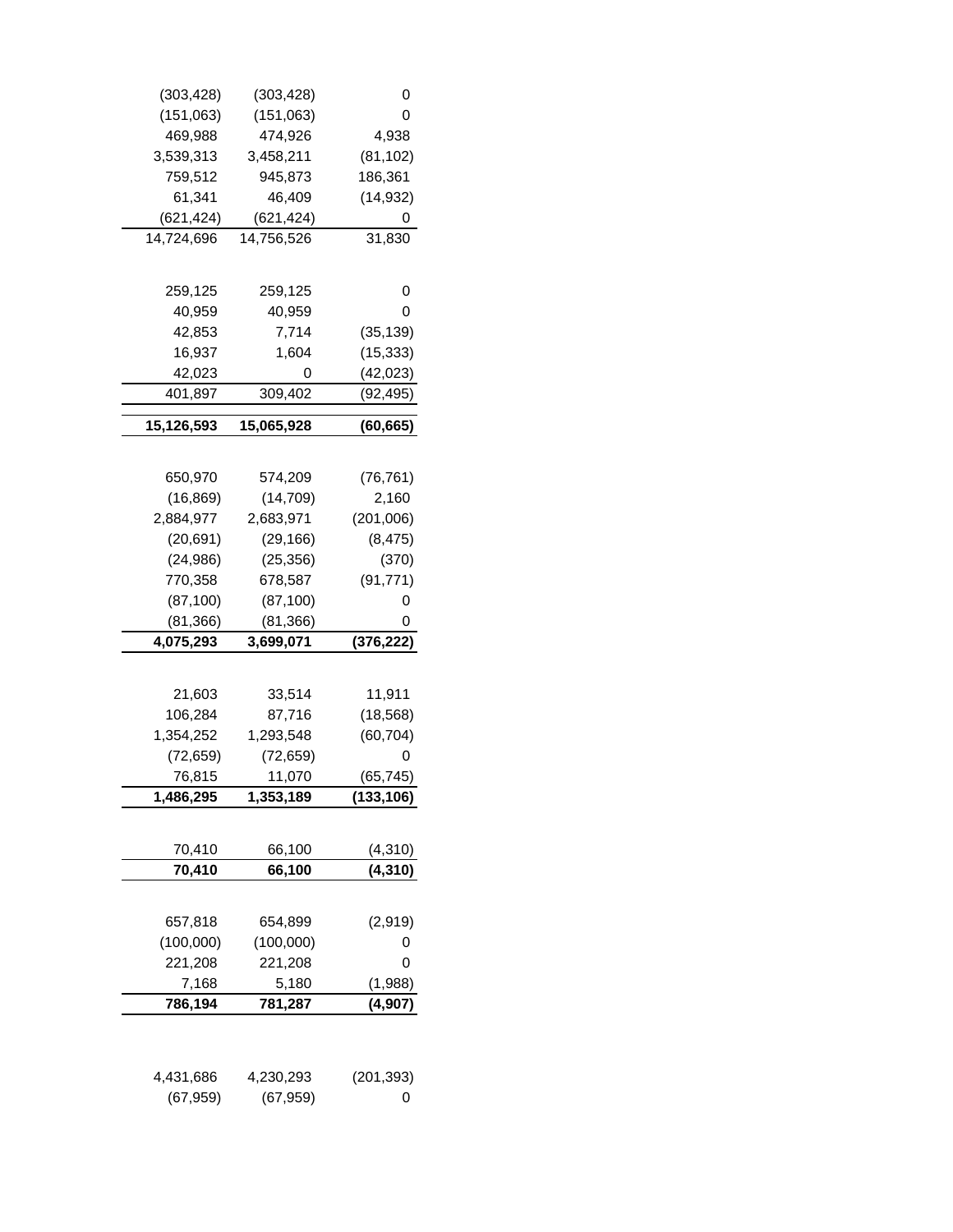| | | |
|---|---|---|
| (303,428) | (303,428) | 0 |
| (151,063) | (151,063) | 0 |
| 469,988 | 474,926 | 4,938 |
| 3,539,313 | 3,458,211 | (81,102) |
| 759,512 | 945,873 | 186,361 |
| 61,341 | 46,409 | (14,932) |
| (621,424) | (621,424) | 0 |
| 14,724,696 | 14,756,526 | 31,830 |
| | | |
| 259,125 | 259,125 | 0 |
| 40,959 | 40,959 | 0 |
| 42,853 | 7,714 | (35,139) |
| 16,937 | 1,604 | (15,333) |
| 42,023 | 0 | (42,023) |
| 401,897 | 309,402 | (92,495) |
| **15,126,593** | **15,065,928** | **(60,665)** |
| | | |
| 650,970 | 574,209 | (76,761) |
| (16,869) | (14,709) | 2,160 |
| 2,884,977 | 2,683,971 | (201,006) |
| (20,691) | (29,166) | (8,475) |
| (24,986) | (25,356) | (370) |
| 770,358 | 678,587 | (91,771) |
| (87,100) | (87,100) | 0 |
| (81,366) | (81,366) | 0 |
| **4,075,293** | **3,699,071** | **(376,222)** |
| | | |
| 21,603 | 33,514 | 11,911 |
| 106,284 | 87,716 | (18,568) |
| 1,354,252 | 1,293,548 | (60,704) |
| (72,659) | (72,659) | 0 |
| 76,815 | 11,070 | (65,745) |
| **1,486,295** | **1,353,189** | **(133,106)** |
| | | |
| 70,410 | 66,100 | (4,310) |
| **70,410** | **66,100** | **(4,310)** |
| | | |
| 657,818 | 654,899 | (2,919) |
| (100,000) | (100,000) | 0 |
| 221,208 | 221,208 | 0 |
| 7,168 | 5,180 | (1,988) |
| **786,194** | **781,287** | **(4,907)** |
| | | |
| 4,431,686 | 4,230,293 | (201,393) |
| (67,959) | (67,959) | 0 |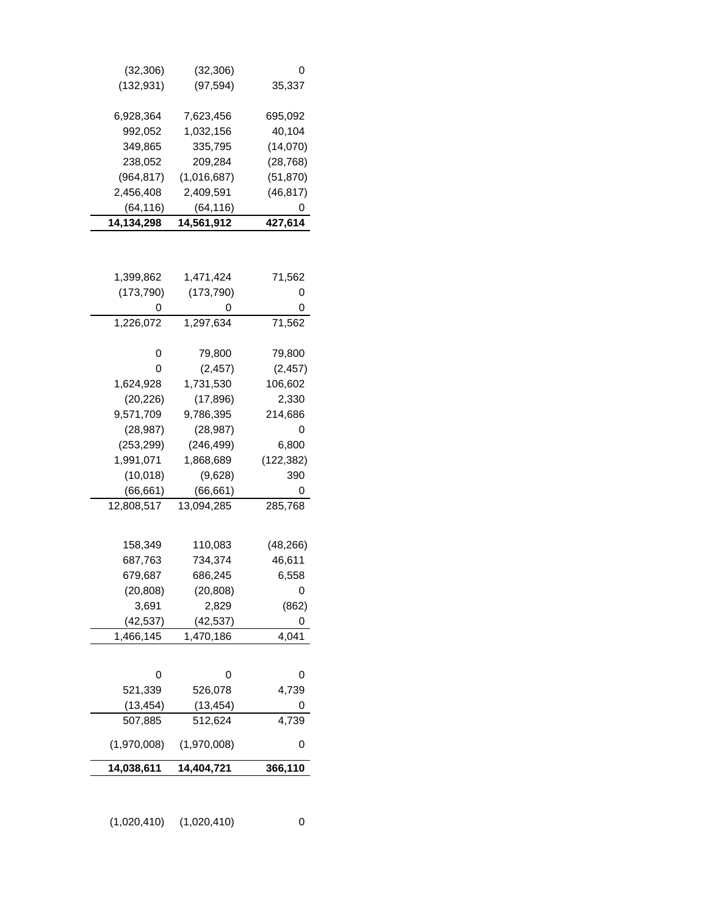| | | |
|---|---|---|
| (32,306) | (32,306) | 0 |
| (132,931) | (97,594) | 35,337 |
| | | |
| 6,928,364 | 7,623,456 | 695,092 |
| 992,052 | 1,032,156 | 40,104 |
| 349,865 | 335,795 | (14,070) |
| 238,052 | 209,284 | (28,768) |
| (964,817) | (1,016,687) | (51,870) |
| 2,456,408 | 2,409,591 | (46,817) |
| (64,116) | (64,116) | 0 |
| **14,134,298** | **14,561,912** | **427,614** |
| | | |
| 1,399,862 | 1,471,424 | 71,562 |
| (173,790) | (173,790) | 0 |
| 0 | 0 | 0 |
| 1,226,072 | 1,297,634 | 71,562 |
| | | |
| 0 | 79,800 | 79,800 |
| 0 | (2,457) | (2,457) |
| 1,624,928 | 1,731,530 | 106,602 |
| (20,226) | (17,896) | 2,330 |
| 9,571,709 | 9,786,395 | 214,686 |
| (28,987) | (28,987) | 0 |
| (253,299) | (246,499) | 6,800 |
| 1,991,071 | 1,868,689 | (122,382) |
| (10,018) | (9,628) | 390 |
| (66,661) | (66,661) | 0 |
| 12,808,517 | 13,094,285 | 285,768 |
| | | |
| 158,349 | 110,083 | (48,266) |
| 687,763 | 734,374 | 46,611 |
| 679,687 | 686,245 | 6,558 |
| (20,808) | (20,808) | 0 |
| 3,691 | 2,829 | (862) |
| (42,537) | (42,537) | 0 |
| 1,466,145 | 1,470,186 | 4,041 |
| | | |
| 0 | 0 | 0 |
| 521,339 | 526,078 | 4,739 |
| (13,454) | (13,454) | 0 |
| 507,885 | 512,624 | 4,739 |
| | | |
| (1,970,008) | (1,970,008) | 0 |
| | | |
| **14,038,611** | **14,404,721** | **366,110** |
| | | |
| (1,020,410) | (1,020,410) | 0 |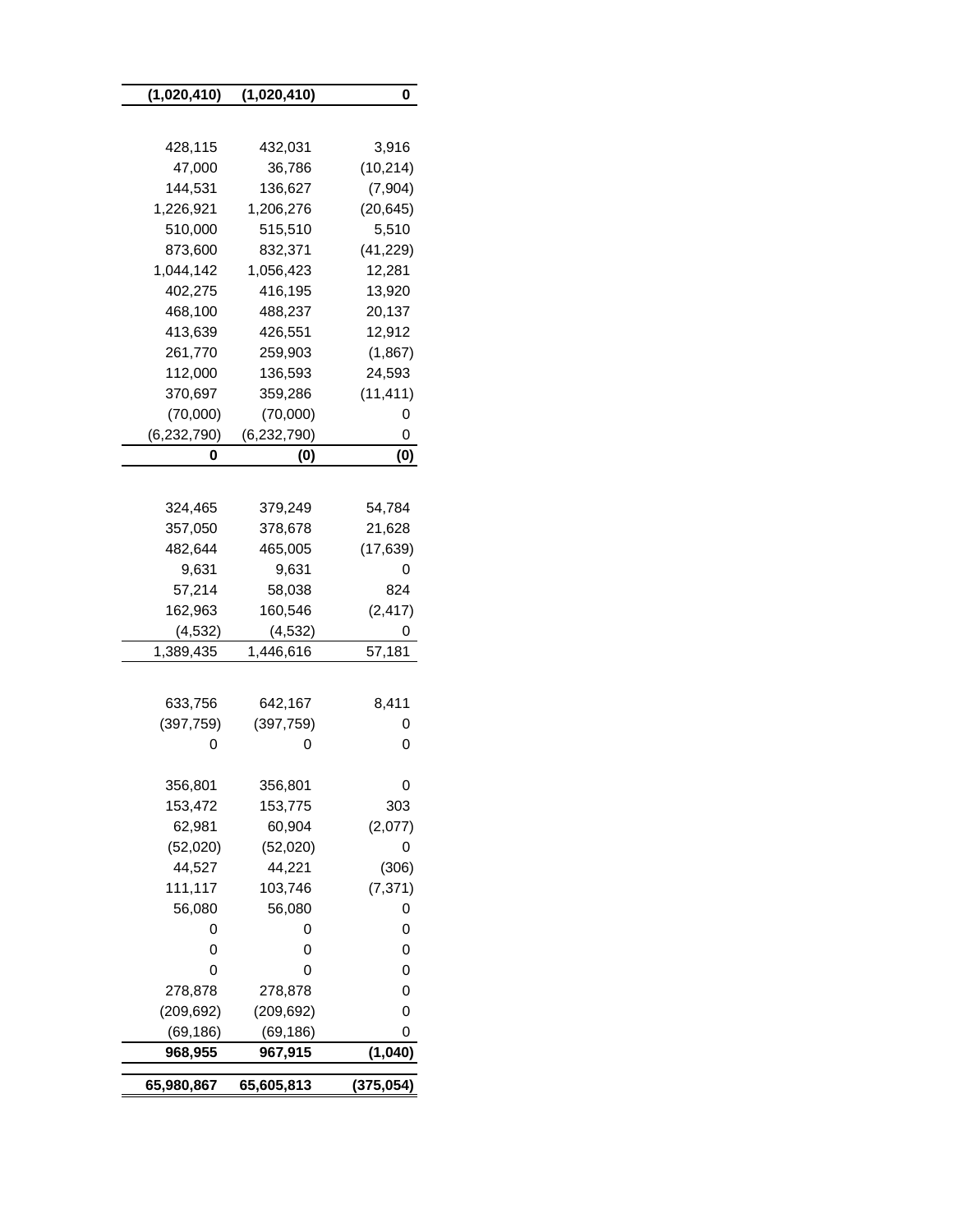| | | |
|---|---|---|
| **(1,020,410)** | **(1,020,410)** | **0** |
| | | |
| 428,115 | 432,031 | 3,916 |
| 47,000 | 36,786 | (10,214) |
| 144,531 | 136,627 | (7,904) |
| 1,226,921 | 1,206,276 | (20,645) |
| 510,000 | 515,510 | 5,510 |
| 873,600 | 832,371 | (41,229) |
| 1,044,142 | 1,056,423 | 12,281 |
| 402,275 | 416,195 | 13,920 |
| 468,100 | 488,237 | 20,137 |
| 413,639 | 426,551 | 12,912 |
| 261,770 | 259,903 | (1,867) |
| 112,000 | 136,593 | 24,593 |
| 370,697 | 359,286 | (11,411) |
| (70,000) | (70,000) | 0 |
| (6,232,790) | (6,232,790) | 0 |
| **0** | **(0)** | **(0)** |
| | | |
| 324,465 | 379,249 | 54,784 |
| 357,050 | 378,678 | 21,628 |
| 482,644 | 465,005 | (17,639) |
| 9,631 | 9,631 | 0 |
| 57,214 | 58,038 | 824 |
| 162,963 | 160,546 | (2,417) |
| (4,532) | (4,532) | 0 |
| 1,389,435 | 1,446,616 | 57,181 |
| | | |
| 633,756 | 642,167 | 8,411 |
| (397,759) | (397,759) | 0 |
| 0 | 0 | 0 |
| | | |
| 356,801 | 356,801 | 0 |
| 153,472 | 153,775 | 303 |
| 62,981 | 60,904 | (2,077) |
| (52,020) | (52,020) | 0 |
| 44,527 | 44,221 | (306) |
| 111,117 | 103,746 | (7,371) |
| 56,080 | 56,080 | 0 |
| 0 | 0 | 0 |
| 0 | 0 | 0 |
| 0 | 0 | 0 |
| 278,878 | 278,878 | 0 |
| (209,692) | (209,692) | 0 |
| (69,186) | (69,186) | 0 |
| **968,955** | **967,915** | **(1,040)** |
| | | |
| **65,980,867** | **65,605,813** | **(375,054)** |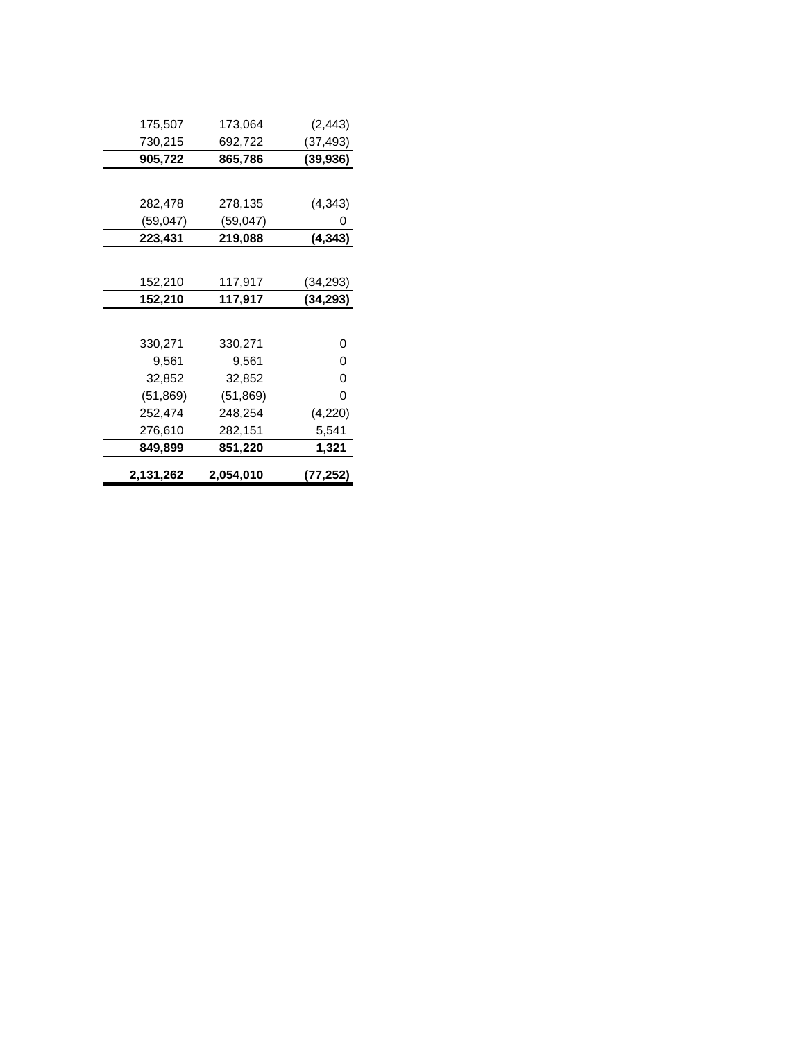| | | |
|---|---|---|
| 175,507 | 173,064 | (2,443) |
| 730,215 | 692,722 | (37,493) |
| **905,722** | **865,786** | **(39,936)** |
| | | |
| 282,478 | 278,135 | (4,343) |
| (59,047) | (59,047) | 0 |
| **223,431** | **219,088** | **(4,343)** |
| | | |
| 152,210 | 117,917 | (34,293) |
| **152,210** | **117,917** | **(34,293)** |
| | | |
| 330,271 | 330,271 | 0 |
| 9,561 | 9,561 | 0 |
| 32,852 | 32,852 | 0 |
| (51,869) | (51,869) | 0 |
| 252,474 | 248,254 | (4,220) |
| 276,610 | 282,151 | 5,541 |
| **849,899** | **851,220** | **1,321** |
| | | |
| **2,131,262** | **2,054,010** | **(77,252)** |